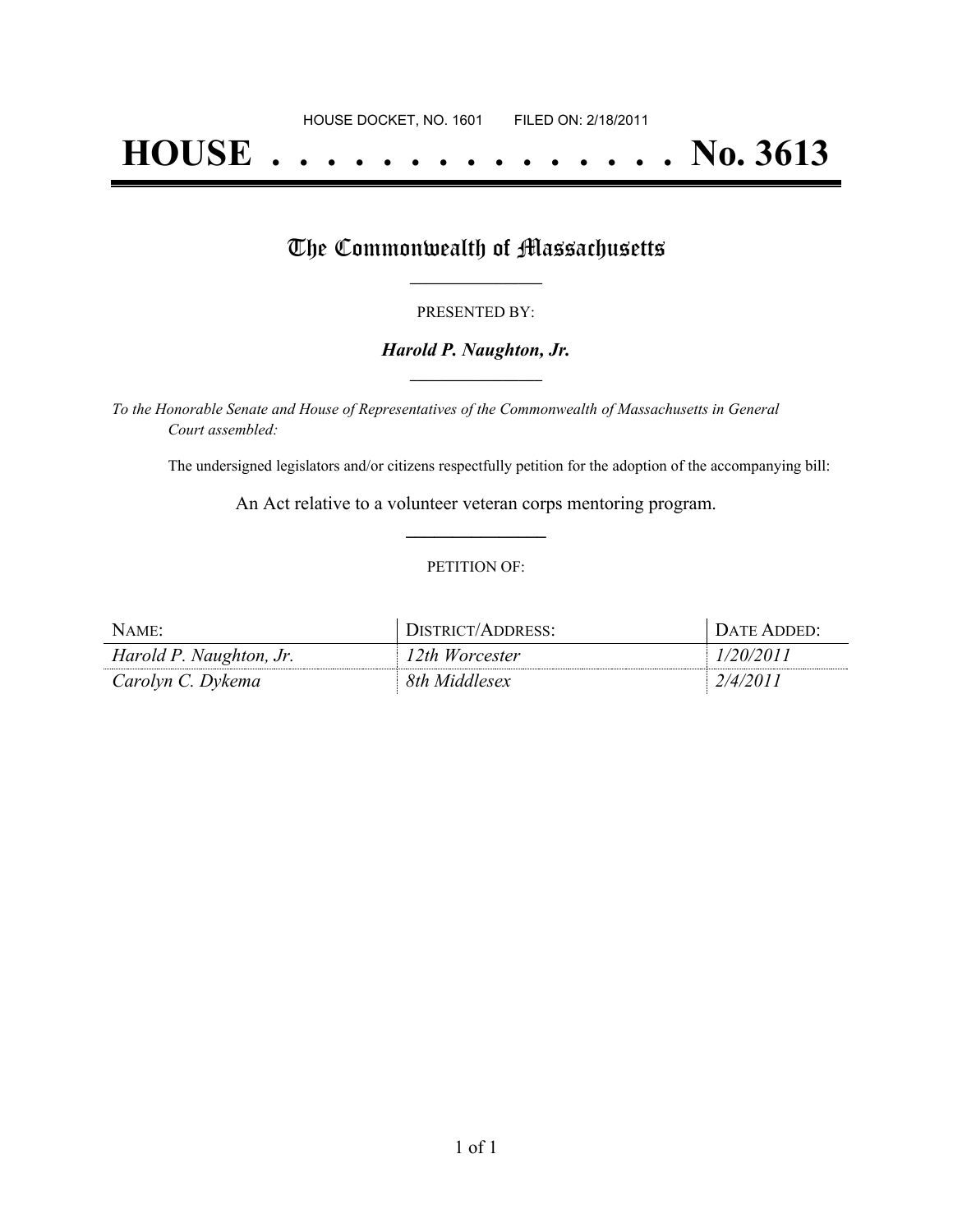HOUSE DOCKET, NO. 1601        FILED ON: 2/18/2011

# HOUSE . . . . . . . . . . . . . . . No. 3613

## The Commonwealth of Massachusetts

PRESENTED BY:

***Harold P. Naughton, Jr.***

*To the Honorable Senate and House of Representatives of the Commonwealth of Massachusetts in General Court assembled:*

The undersigned legislators and/or citizens respectfully petition for the adoption of the accompanying bill:

An Act relative to a volunteer veteran corps mentoring program.

PETITION OF:

| NAME: | DISTRICT/ADDRESS: | DATE ADDED: |
|---|---|---|
| *Harold P. Naughton, Jr.* | *12th Worcester* | *1/20/2011* |
| *Carolyn C. Dykema* | *8th Middlesex* | *2/4/2011* |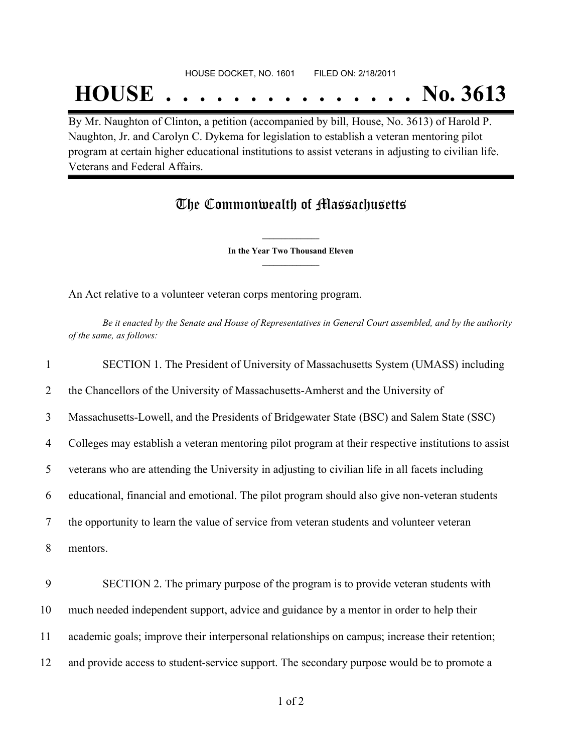HOUSE DOCKET, NO. 1601 FILED ON: 2/18/2011

# HOUSE . . . . . . . . . . . . . . . No. 3613

By Mr. Naughton of Clinton, a petition (accompanied by bill, House, No. 3613) of Harold P. Naughton, Jr. and Carolyn C. Dykema for legislation to establish a veteran mentoring pilot program at certain higher educational institutions to assist veterans in adjusting to civilian life. Veterans and Federal Affairs.

## The Commonwealth of Massachusetts

**In the Year Two Thousand Eleven**

An Act relative to a volunteer veteran corps mentoring program.

*Be it enacted by the Senate and House of Representatives in General Court assembled, and by the authority of the same, as follows:*

1 SECTION 1. The President of University of Massachusetts System (UMASS) including
2 the Chancellors of the University of Massachusetts-Amherst and the University of
3 Massachusetts-Lowell, and the Presidents of Bridgewater State (BSC) and Salem State (SSC)
4 Colleges may establish a veteran mentoring pilot program at their respective institutions to assist
5 veterans who are attending the University in adjusting to civilian life in all facets including
6 educational, financial and emotional. The pilot program should also give non-veteran students
7 the opportunity to learn the value of service from veteran students and volunteer veteran
8 mentors.

9 SECTION 2. The primary purpose of the program is to provide veteran students with
10 much needed independent support, advice and guidance by a mentor in order to help their
11 academic goals; improve their interpersonal relationships on campus; increase their retention;
12 and provide access to student-service support. The secondary purpose would be to promote a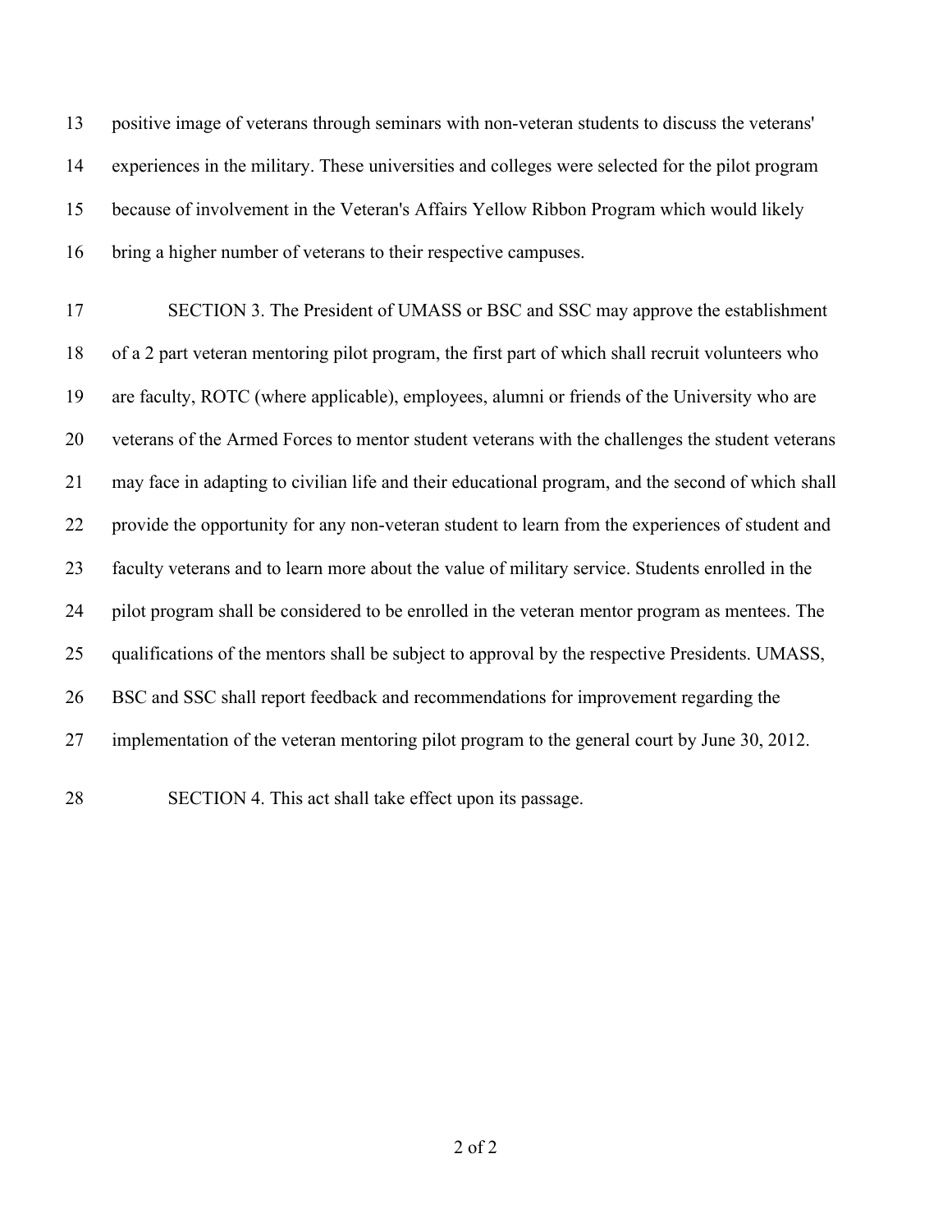positive image of veterans through seminars with non-veteran students to discuss the veterans' experiences in the military. These universities and colleges were selected for the pilot program because of involvement in the Veteran's Affairs Yellow Ribbon Program which would likely bring a higher number of veterans to their respective campuses.

SECTION 3. The President of UMASS or BSC and SSC may approve the establishment of a 2 part veteran mentoring pilot program, the first part of which shall recruit volunteers who are faculty, ROTC (where applicable), employees, alumni or friends of the University who are veterans of the Armed Forces to mentor student veterans with the challenges the student veterans may face in adapting to civilian life and their educational program, and the second of which shall provide the opportunity for any non-veteran student to learn from the experiences of student and faculty veterans and to learn more about the value of military service. Students enrolled in the pilot program shall be considered to be enrolled in the veteran mentor program as mentees. The qualifications of the mentors shall be subject to approval by the respective Presidents. UMASS, BSC and SSC shall report feedback and recommendations for improvement regarding the implementation of the veteran mentoring pilot program to the general court by June 30, 2012.

SECTION 4. This act shall take effect upon its passage.